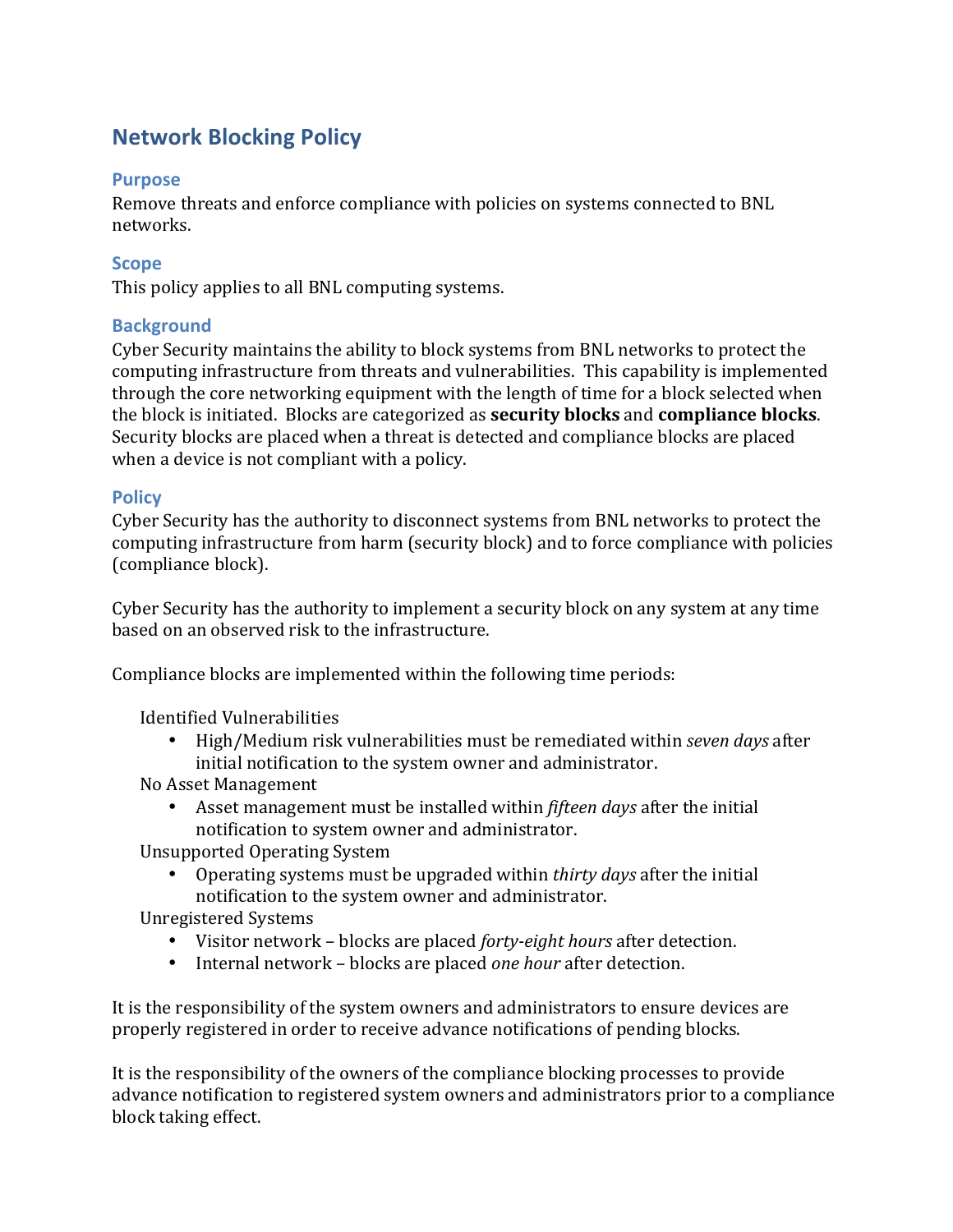# Network Blocking Policy

## Purpose

Remove threats and enforce compliance with policies on systems connected to BNL networks.

## Scope

This policy applies to all BNL computing systems.

## Background

Cyber Security maintains the ability to block systems from BNL networks to protect the computing infrastructure from threats and vulnerabilities. This capability is implemented through the core networking equipment with the length of time for a block selected when the block is initiated. Blocks are categorized as **security blocks** and **compliance blocks**. Security blocks are placed when a threat is detected and compliance blocks are placed when a device is not compliant with a policy.

## Policy

Cyber Security has the authority to disconnect systems from BNL networks to protect the computing infrastructure from harm (security block) and to force compliance with policies (compliance block).

Cyber Security has the authority to implement a security block on any system at any time based on an observed risk to the infrastructure.

Compliance blocks are implemented within the following time periods:

Identified Vulnerabilities

- High/Medium risk vulnerabilities must be remediated within *seven days* after initial notification to the system owner and administrator.

No Asset Management

- Asset management must be installed within *fifteen days* after the initial notification to system owner and administrator.

Unsupported Operating System

- Operating systems must be upgraded within *thirty days* after the initial notification to the system owner and administrator.

Unregistered Systems

- Visitor network – blocks are placed *forty-eight hours* after detection.
- Internal network – blocks are placed *one hour* after detection.

It is the responsibility of the system owners and administrators to ensure devices are properly registered in order to receive advance notifications of pending blocks.

It is the responsibility of the owners of the compliance blocking processes to provide advance notification to registered system owners and administrators prior to a compliance block taking effect.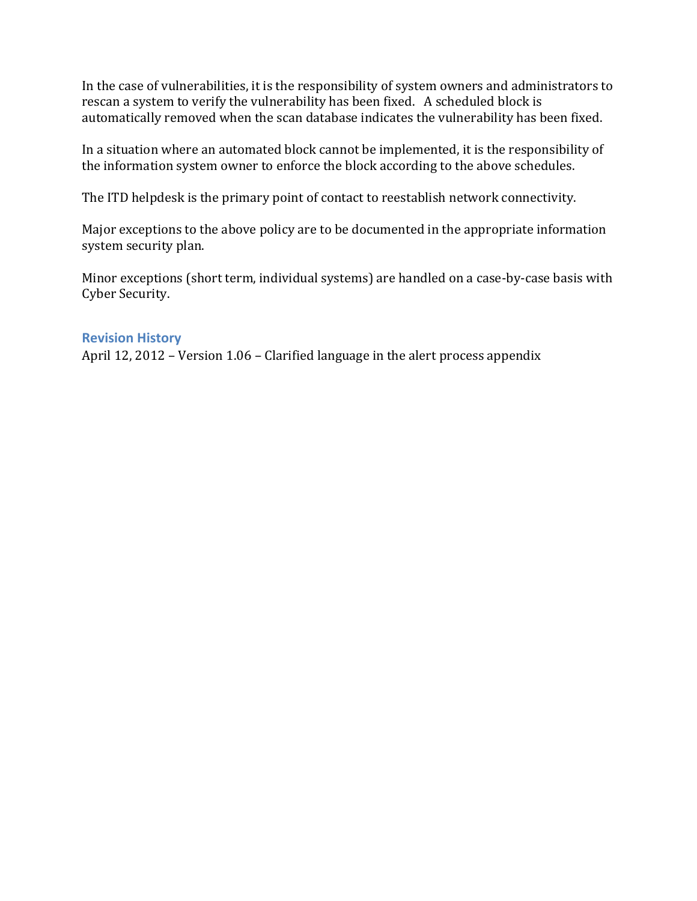In the case of vulnerabilities, it is the responsibility of system owners and administrators to rescan a system to verify the vulnerability has been fixed. A scheduled block is automatically removed when the scan database indicates the vulnerability has been fixed.

In a situation where an automated block cannot be implemented, it is the responsibility of the information system owner to enforce the block according to the above schedules.

The ITD helpdesk is the primary point of contact to reestablish network connectivity.

Major exceptions to the above policy are to be documented in the appropriate information system security plan.

Minor exceptions (short term, individual systems) are handled on a case-by-case basis with Cyber Security.

## Revision History

April 12, 2012 – Version 1.06 – Clarified language in the alert process appendix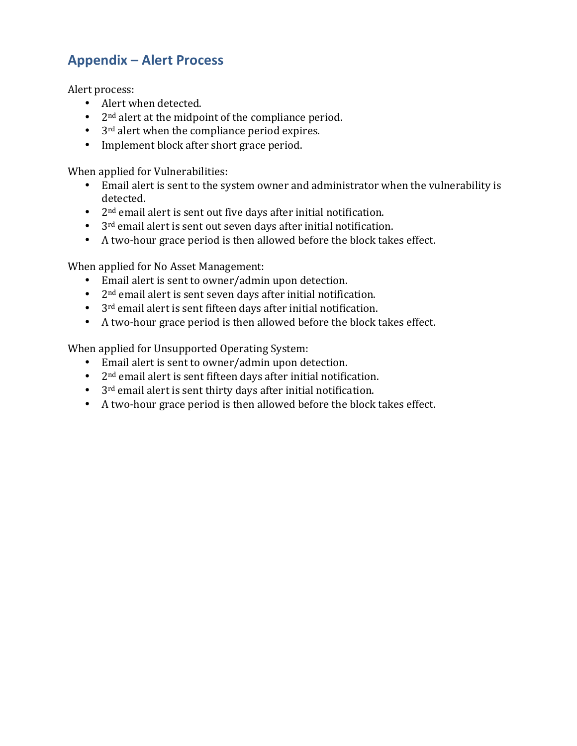## Appendix – Alert Process

Alert process:

- Alert when detected.
- 2nd alert at the midpoint of the compliance period.
- 3rd alert when the compliance period expires.
- Implement block after short grace period.

When applied for Vulnerabilities:

- Email alert is sent to the system owner and administrator when the vulnerability is detected.
- 2nd email alert is sent out five days after initial notification.
- 3rd email alert is sent out seven days after initial notification.
- A two-hour grace period is then allowed before the block takes effect.

When applied for No Asset Management:

- Email alert is sent to owner/admin upon detection.
- 2nd email alert is sent seven days after initial notification.
- 3rd email alert is sent fifteen days after initial notification.
- A two-hour grace period is then allowed before the block takes effect.

When applied for Unsupported Operating System:

- Email alert is sent to owner/admin upon detection.
- 2nd email alert is sent fifteen days after initial notification.
- 3rd email alert is sent thirty days after initial notification.
- A two-hour grace period is then allowed before the block takes effect.